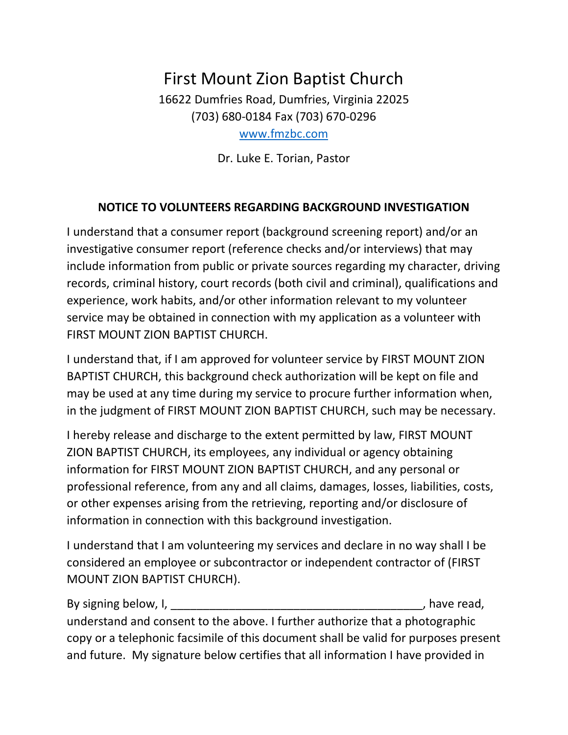# First Mount Zion Baptist Church

16622 Dumfries Road, Dumfries, Virginia 22025
(703) 680-0184 Fax (703) 670-0296
www.fmzbc.com

Dr. Luke E. Torian, Pastor

## NOTICE TO VOLUNTEERS REGARDING BACKGROUND INVESTIGATION

I understand that a consumer report (background screening report) and/or an investigative consumer report (reference checks and/or interviews) that may include information from public or private sources regarding my character, driving records, criminal history, court records (both civil and criminal), qualifications and experience, work habits, and/or other information relevant to my volunteer service may be obtained in connection with my application as a volunteer with FIRST MOUNT ZION BAPTIST CHURCH.

I understand that, if I am approved for volunteer service by FIRST MOUNT ZION BAPTIST CHURCH, this background check authorization will be kept on file and may be used at any time during my service to procure further information when, in the judgment of FIRST MOUNT ZION BAPTIST CHURCH, such may be necessary.

I hereby release and discharge to the extent permitted by law, FIRST MOUNT ZION BAPTIST CHURCH, its employees, any individual or agency obtaining information for FIRST MOUNT ZION BAPTIST CHURCH, and any personal or professional reference, from any and all claims, damages, losses, liabilities, costs, or other expenses arising from the retrieving, reporting and/or disclosure of information in connection with this background investigation.

I understand that I am volunteering my services and declare in no way shall I be considered an employee or subcontractor or independent contractor of (FIRST MOUNT ZION BAPTIST CHURCH).

By signing below, I, ______________________________________, have read, understand and consent to the above. I further authorize that a photographic copy or a telephonic facsimile of this document shall be valid for purposes present and future. My signature below certifies that all information I have provided in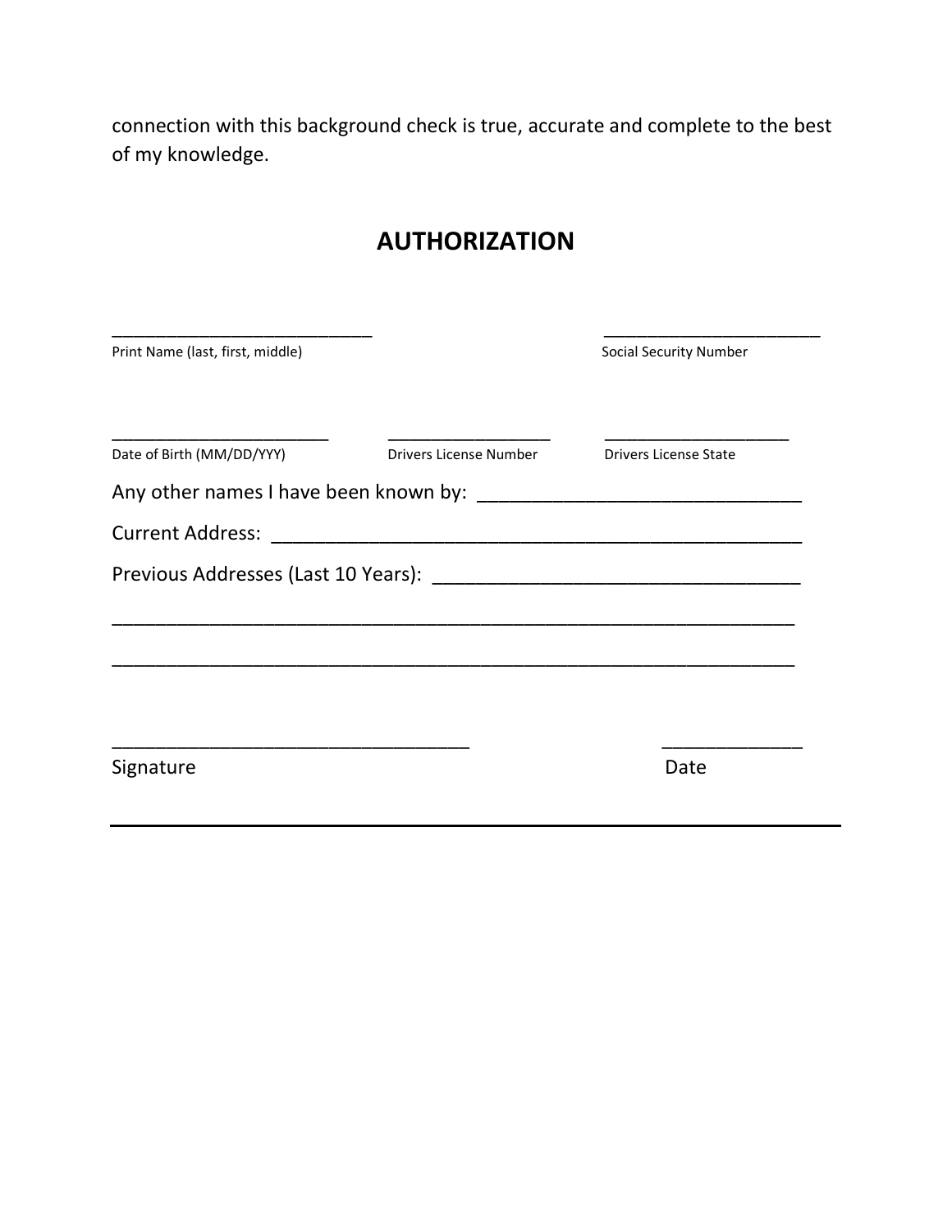connection with this background check is true, accurate and complete to the best of my knowledge.

## AUTHORIZATION

___________________________ ______________________

Print Name (last, first, middle) Social Security Number

_______________________ _________________ ___________________

Date of Birth (MM/DD/YYY) Drivers License Number Drivers License State

Any other names I have been known by: ______________________________

Current Address: ___________________________________________________

Previous Addresses (Last 10 Years): __________________________________

________________________________________________________________

________________________________________________________________

________________________________ ____________

Signature Date

---